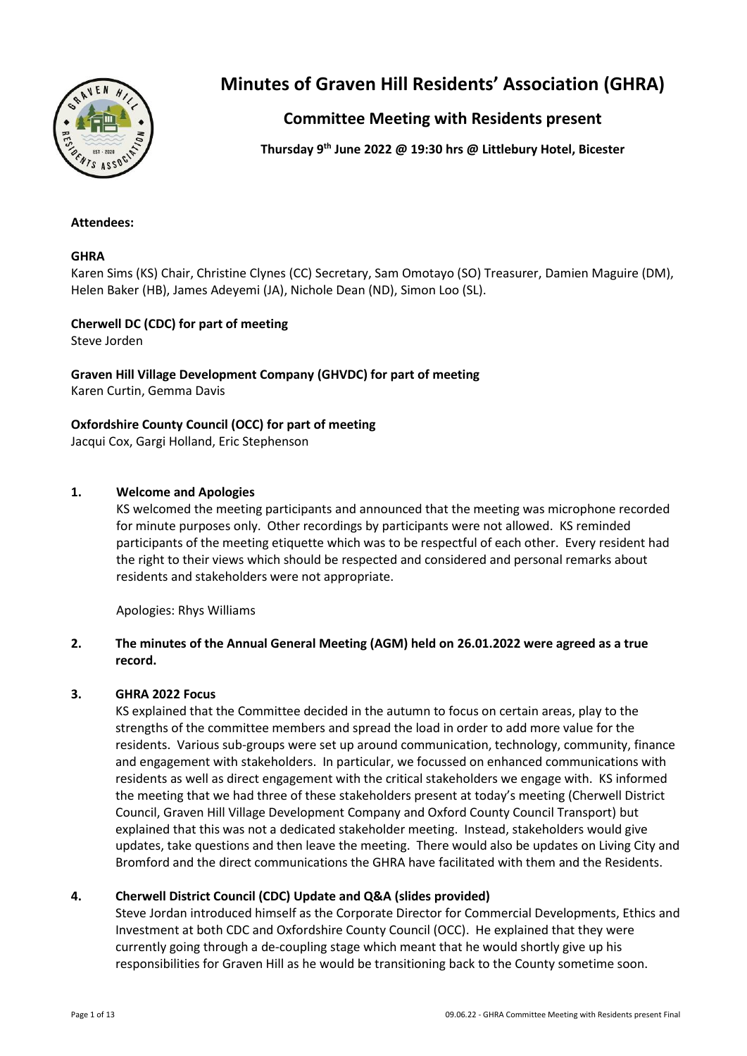# Minutes of Graven Hill Residents' Association (GHRA)

## Committee Meeting with Residents present

**Thursday 9th June 2022 @ 19:30 hrs @ Littlebury Hotel, Bicester**

**Attendees:**

**GHRA**

Karen Sims (KS) Chair, Christine Clynes (CC) Secretary, Sam Omotayo (SO) Treasurer, Damien Maguire (DM), Helen Baker (HB), James Adeyemi (JA), Nichole Dean (ND), Simon Loo (SL).

**Cherwell DC (CDC) for part of meeting**

Steve Jorden

**Graven Hill Village Development Company (GHVDC) for part of meeting**

Karen Curtin, Gemma Davis

**Oxfordshire County Council (OCC) for part of meeting**

Jacqui Cox, Gargi Holland, Eric Stephenson

### 1. Welcome and Apologies

KS welcomed the meeting participants and announced that the meeting was microphone recorded for minute purposes only. Other recordings by participants were not allowed. KS reminded participants of the meeting etiquette which was to be respectful of each other. Every resident had the right to their views which should be respected and considered and personal remarks about residents and stakeholders were not appropriate.

Apologies: Rhys Williams

### 2. The minutes of the Annual General Meeting (AGM) held on 26.01.2022 were agreed as a true record.

### 3. GHRA 2022 Focus

KS explained that the Committee decided in the autumn to focus on certain areas, play to the strengths of the committee members and spread the load in order to add more value for the residents. Various sub-groups were set up around communication, technology, community, finance and engagement with stakeholders. In particular, we focussed on enhanced communications with residents as well as direct engagement with the critical stakeholders we engage with. KS informed the meeting that we had three of these stakeholders present at today's meeting (Cherwell District Council, Graven Hill Village Development Company and Oxford County Council Transport) but explained that this was not a dedicated stakeholder meeting. Instead, stakeholders would give updates, take questions and then leave the meeting. There would also be updates on Living City and Bromford and the direct communications the GHRA have facilitated with them and the Residents.

### 4. Cherwell District Council (CDC) Update and Q&A (slides provided)

Steve Jordan introduced himself as the Corporate Director for Commercial Developments, Ethics and Investment at both CDC and Oxfordshire County Council (OCC). He explained that they were currently going through a de-coupling stage which meant that he would shortly give up his responsibilities for Graven Hill as he would be transitioning back to the County sometime soon.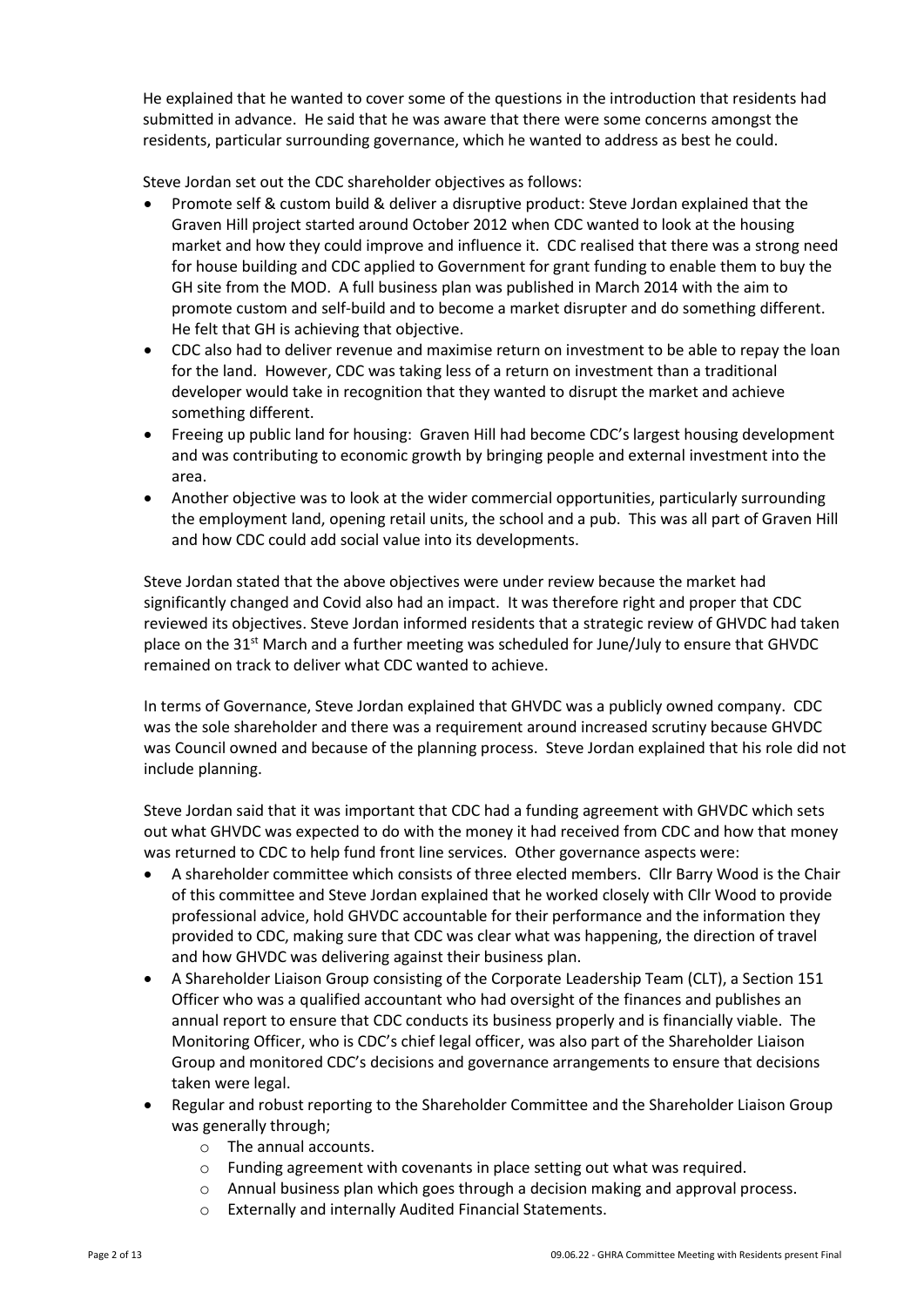He explained that he wanted to cover some of the questions in the introduction that residents had submitted in advance. He said that he was aware that there were some concerns amongst the residents, particular surrounding governance, which he wanted to address as best he could.

Steve Jordan set out the CDC shareholder objectives as follows:

- Promote self & custom build & deliver a disruptive product: Steve Jordan explained that the Graven Hill project started around October 2012 when CDC wanted to look at the housing market and how they could improve and influence it. CDC realised that there was a strong need for house building and CDC applied to Government for grant funding to enable them to buy the GH site from the MOD. A full business plan was published in March 2014 with the aim to promote custom and self-build and to become a market disrupter and do something different. He felt that GH is achieving that objective.
- CDC also had to deliver revenue and maximise return on investment to be able to repay the loan for the land. However, CDC was taking less of a return on investment than a traditional developer would take in recognition that they wanted to disrupt the market and achieve something different.
- Freeing up public land for housing: Graven Hill had become CDC's largest housing development and was contributing to economic growth by bringing people and external investment into the area.
- Another objective was to look at the wider commercial opportunities, particularly surrounding the employment land, opening retail units, the school and a pub. This was all part of Graven Hill and how CDC could add social value into its developments.

Steve Jordan stated that the above objectives were under review because the market had significantly changed and Covid also had an impact. It was therefore right and proper that CDC reviewed its objectives. Steve Jordan informed residents that a strategic review of GHVDC had taken place on the 31st March and a further meeting was scheduled for June/July to ensure that GHVDC remained on track to deliver what CDC wanted to achieve.

In terms of Governance, Steve Jordan explained that GHVDC was a publicly owned company. CDC was the sole shareholder and there was a requirement around increased scrutiny because GHVDC was Council owned and because of the planning process. Steve Jordan explained that his role did not include planning.

Steve Jordan said that it was important that CDC had a funding agreement with GHVDC which sets out what GHVDC was expected to do with the money it had received from CDC and how that money was returned to CDC to help fund front line services. Other governance aspects were:

- A shareholder committee which consists of three elected members. Cllr Barry Wood is the Chair of this committee and Steve Jordan explained that he worked closely with Cllr Wood to provide professional advice, hold GHVDC accountable for their performance and the information they provided to CDC, making sure that CDC was clear what was happening, the direction of travel and how GHVDC was delivering against their business plan.
- A Shareholder Liaison Group consisting of the Corporate Leadership Team (CLT), a Section 151 Officer who was a qualified accountant who had oversight of the finances and publishes an annual report to ensure that CDC conducts its business properly and is financially viable. The Monitoring Officer, who is CDC's chief legal officer, was also part of the Shareholder Liaison Group and monitored CDC's decisions and governance arrangements to ensure that decisions taken were legal.
- Regular and robust reporting to the Shareholder Committee and the Shareholder Liaison Group was generally through;
  - The annual accounts.
  - Funding agreement with covenants in place setting out what was required.
  - Annual business plan which goes through a decision making and approval process.
  - Externally and internally Audited Financial Statements.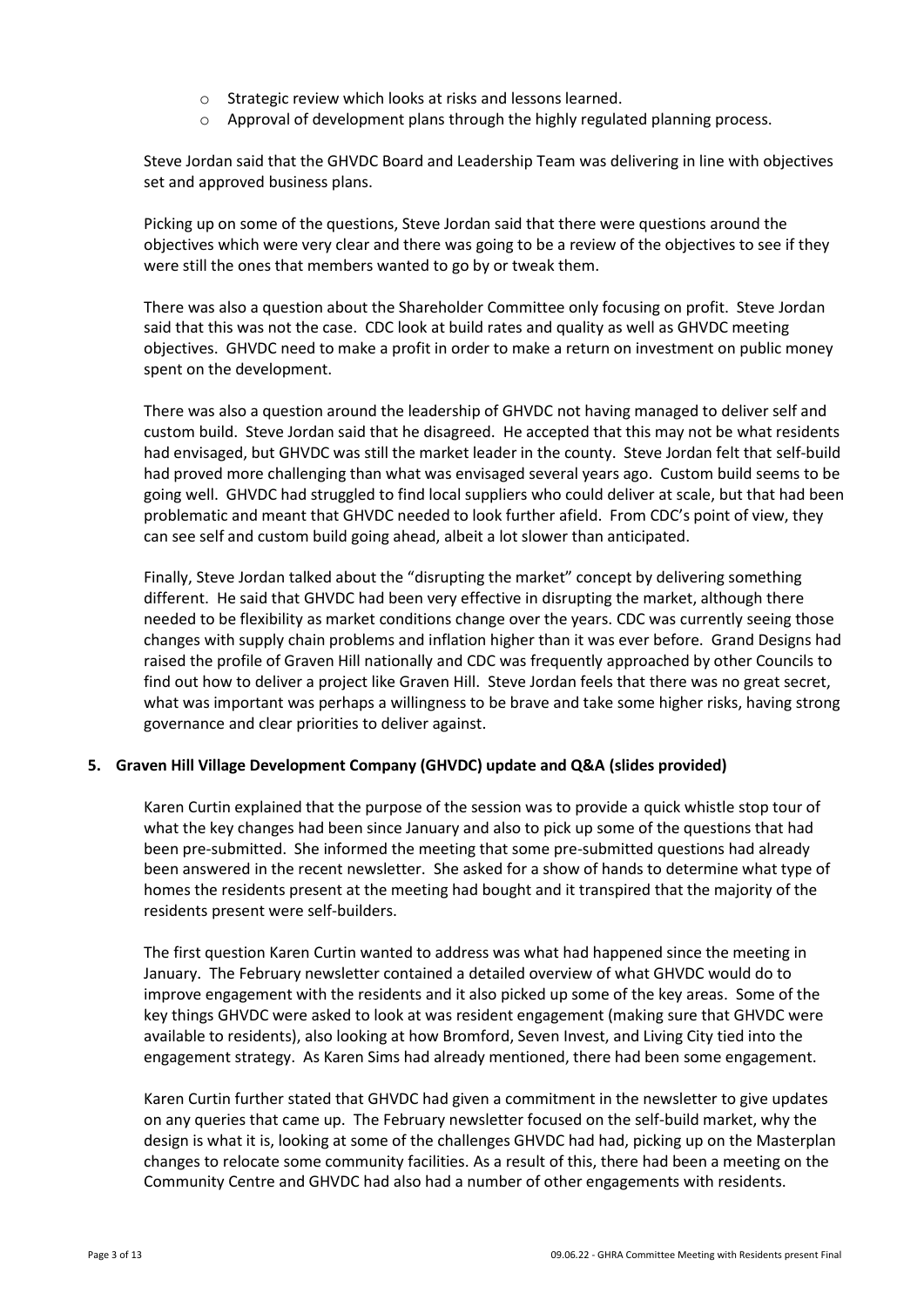- Strategic review which looks at risks and lessons learned.
- Approval of development plans through the highly regulated planning process.

Steve Jordan said that the GHVDC Board and Leadership Team was delivering in line with objectives set and approved business plans.

Picking up on some of the questions, Steve Jordan said that there were questions around the objectives which were very clear and there was going to be a review of the objectives to see if they were still the ones that members wanted to go by or tweak them.

There was also a question about the Shareholder Committee only focusing on profit. Steve Jordan said that this was not the case. CDC look at build rates and quality as well as GHVDC meeting objectives. GHVDC need to make a profit in order to make a return on investment on public money spent on the development.

There was also a question around the leadership of GHVDC not having managed to deliver self and custom build. Steve Jordan said that he disagreed. He accepted that this may not be what residents had envisaged, but GHVDC was still the market leader in the county. Steve Jordan felt that self-build had proved more challenging than what was envisaged several years ago. Custom build seems to be going well. GHVDC had struggled to find local suppliers who could deliver at scale, but that had been problematic and meant that GHVDC needed to look further afield. From CDC's point of view, they can see self and custom build going ahead, albeit a lot slower than anticipated.

Finally, Steve Jordan talked about the "disrupting the market" concept by delivering something different. He said that GHVDC had been very effective in disrupting the market, although there needed to be flexibility as market conditions change over the years. CDC was currently seeing those changes with supply chain problems and inflation higher than it was ever before. Grand Designs had raised the profile of Graven Hill nationally and CDC was frequently approached by other Councils to find out how to deliver a project like Graven Hill. Steve Jordan feels that there was no great secret, what was important was perhaps a willingness to be brave and take some higher risks, having strong governance and clear priorities to deliver against.

**5. Graven Hill Village Development Company (GHVDC) update and Q&A (slides provided)**

Karen Curtin explained that the purpose of the session was to provide a quick whistle stop tour of what the key changes had been since January and also to pick up some of the questions that had been pre-submitted. She informed the meeting that some pre-submitted questions had already been answered in the recent newsletter. She asked for a show of hands to determine what type of homes the residents present at the meeting had bought and it transpired that the majority of the residents present were self-builders.

The first question Karen Curtin wanted to address was what had happened since the meeting in January. The February newsletter contained a detailed overview of what GHVDC would do to improve engagement with the residents and it also picked up some of the key areas. Some of the key things GHVDC were asked to look at was resident engagement (making sure that GHVDC were available to residents), also looking at how Bromford, Seven Invest, and Living City tied into the engagement strategy. As Karen Sims had already mentioned, there had been some engagement.

Karen Curtin further stated that GHVDC had given a commitment in the newsletter to give updates on any queries that came up. The February newsletter focused on the self-build market, why the design is what it is, looking at some of the challenges GHVDC had had, picking up on the Masterplan changes to relocate some community facilities. As a result of this, there had been a meeting on the Community Centre and GHVDC had also had a number of other engagements with residents.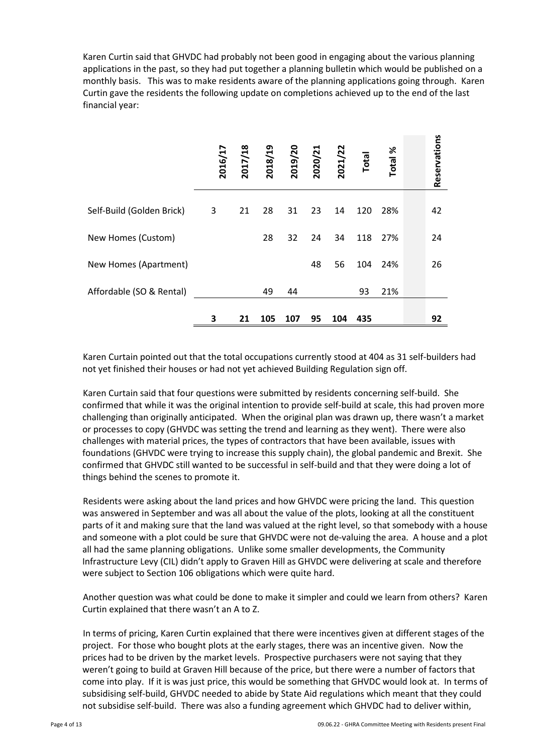Karen Curtin said that GHVDC had probably not been good in engaging about the various planning applications in the past, so they had put together a planning bulletin which would be published on a monthly basis. This was to make residents aware of the planning applications going through. Karen Curtin gave the residents the following update on completions achieved up to the end of the last financial year:

| | 2016/17 | 2017/18 | 2018/19 | 2019/20 | 2020/21 | 2021/22 | Total | Total % | | Reservations |
|---|---|---|---|---|---|---|---|---|---|---|
| Self-Build (Golden Brick) | 3 | 21 | 28 | 31 | 23 | 14 | 120 | 28% | | 42 |
| New Homes (Custom) | | | 28 | 32 | 24 | 34 | 118 | 27% | | 24 |
| New Homes (Apartment) | | | | | 48 | 56 | 104 | 24% | | 26 |
| Affordable (SO & Rental) | | | 49 | 44 | | | 93 | 21% | | |
| | **3** | **21** | **105** | **107** | **95** | **104** | **435** | | | **92** |

Karen Curtain pointed out that the total occupations currently stood at 404 as 31 self-builders had not yet finished their houses or had not yet achieved Building Regulation sign off.

Karen Curtain said that four questions were submitted by residents concerning self-build. She confirmed that while it was the original intention to provide self-build at scale, this had proven more challenging than originally anticipated. When the original plan was drawn up, there wasn't a market or processes to copy (GHVDC was setting the trend and learning as they went). There were also challenges with material prices, the types of contractors that have been available, issues with foundations (GHVDC were trying to increase this supply chain), the global pandemic and Brexit. She confirmed that GHVDC still wanted to be successful in self-build and that they were doing a lot of things behind the scenes to promote it.

Residents were asking about the land prices and how GHVDC were pricing the land. This question was answered in September and was all about the value of the plots, looking at all the constituent parts of it and making sure that the land was valued at the right level, so that somebody with a house and someone with a plot could be sure that GHVDC were not de-valuing the area. A house and a plot all had the same planning obligations. Unlike some smaller developments, the Community Infrastructure Levy (CIL) didn't apply to Graven Hill as GHVDC were delivering at scale and therefore were subject to Section 106 obligations which were quite hard.

Another question was what could be done to make it simpler and could we learn from others? Karen Curtin explained that there wasn't an A to Z.

In terms of pricing, Karen Curtin explained that there were incentives given at different stages of the project. For those who bought plots at the early stages, there was an incentive given. Now the prices had to be driven by the market levels. Prospective purchasers were not saying that they weren't going to build at Graven Hill because of the price, but there were a number of factors that come into play. If it is was just price, this would be something that GHVDC would look at. In terms of subsidising self-build, GHVDC needed to abide by State Aid regulations which meant that they could not subsidise self-build. There was also a funding agreement which GHVDC had to deliver within,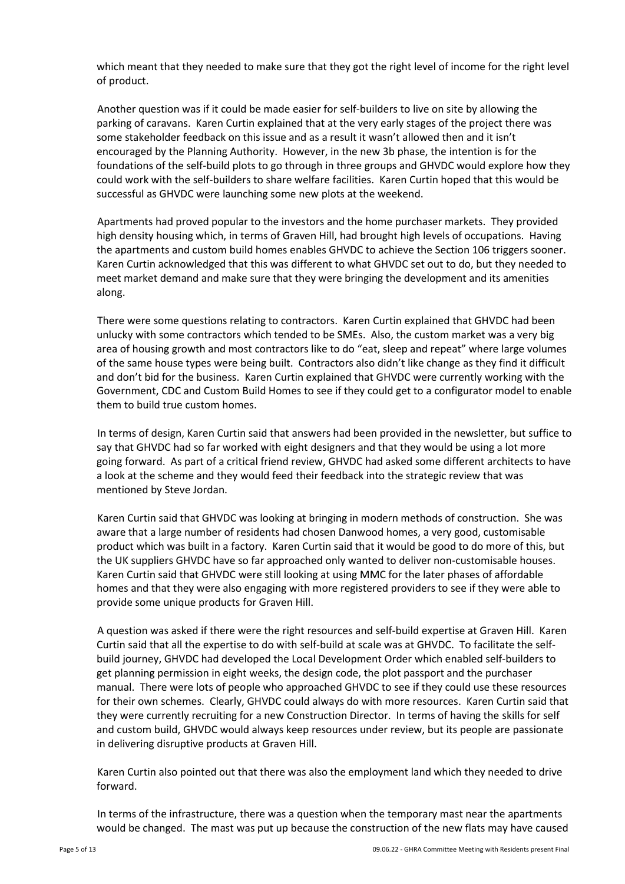which meant that they needed to make sure that they got the right level of income for the right level of product.

Another question was if it could be made easier for self-builders to live on site by allowing the parking of caravans. Karen Curtin explained that at the very early stages of the project there was some stakeholder feedback on this issue and as a result it wasn't allowed then and it isn't encouraged by the Planning Authority. However, in the new 3b phase, the intention is for the foundations of the self-build plots to go through in three groups and GHVDC would explore how they could work with the self-builders to share welfare facilities. Karen Curtin hoped that this would be successful as GHVDC were launching some new plots at the weekend.

Apartments had proved popular to the investors and the home purchaser markets. They provided high density housing which, in terms of Graven Hill, had brought high levels of occupations. Having the apartments and custom build homes enables GHVDC to achieve the Section 106 triggers sooner. Karen Curtin acknowledged that this was different to what GHVDC set out to do, but they needed to meet market demand and make sure that they were bringing the development and its amenities along.

There were some questions relating to contractors. Karen Curtin explained that GHVDC had been unlucky with some contractors which tended to be SMEs. Also, the custom market was a very big area of housing growth and most contractors like to do "eat, sleep and repeat" where large volumes of the same house types were being built. Contractors also didn't like change as they find it difficult and don't bid for the business. Karen Curtin explained that GHVDC were currently working with the Government, CDC and Custom Build Homes to see if they could get to a configurator model to enable them to build true custom homes.

In terms of design, Karen Curtin said that answers had been provided in the newsletter, but suffice to say that GHVDC had so far worked with eight designers and that they would be using a lot more going forward. As part of a critical friend review, GHVDC had asked some different architects to have a look at the scheme and they would feed their feedback into the strategic review that was mentioned by Steve Jordan.

Karen Curtin said that GHVDC was looking at bringing in modern methods of construction. She was aware that a large number of residents had chosen Danwood homes, a very good, customisable product which was built in a factory. Karen Curtin said that it would be good to do more of this, but the UK suppliers GHVDC have so far approached only wanted to deliver non-customisable houses. Karen Curtin said that GHVDC were still looking at using MMC for the later phases of affordable homes and that they were also engaging with more registered providers to see if they were able to provide some unique products for Graven Hill.

A question was asked if there were the right resources and self-build expertise at Graven Hill. Karen Curtin said that all the expertise to do with self-build at scale was at GHVDC. To facilitate the self-build journey, GHVDC had developed the Local Development Order which enabled self-builders to get planning permission in eight weeks, the design code, the plot passport and the purchaser manual. There were lots of people who approached GHVDC to see if they could use these resources for their own schemes. Clearly, GHVDC could always do with more resources. Karen Curtin said that they were currently recruiting for a new Construction Director. In terms of having the skills for self and custom build, GHVDC would always keep resources under review, but its people are passionate in delivering disruptive products at Graven Hill.

Karen Curtin also pointed out that there was also the employment land which they needed to drive forward.

In terms of the infrastructure, there was a question when the temporary mast near the apartments would be changed. The mast was put up because the construction of the new flats may have caused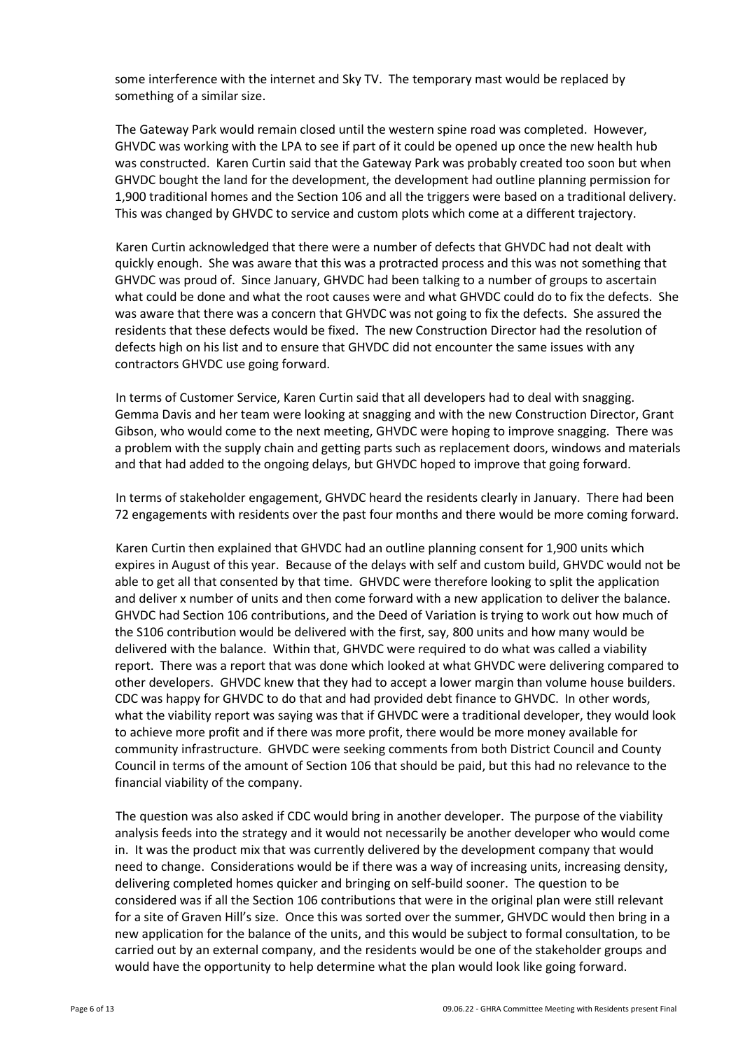some interference with the internet and Sky TV. The temporary mast would be replaced by something of a similar size.

The Gateway Park would remain closed until the western spine road was completed. However, GHVDC was working with the LPA to see if part of it could be opened up once the new health hub was constructed. Karen Curtin said that the Gateway Park was probably created too soon but when GHVDC bought the land for the development, the development had outline planning permission for 1,900 traditional homes and the Section 106 and all the triggers were based on a traditional delivery. This was changed by GHVDC to service and custom plots which come at a different trajectory.

Karen Curtin acknowledged that there were a number of defects that GHVDC had not dealt with quickly enough. She was aware that this was a protracted process and this was not something that GHVDC was proud of. Since January, GHVDC had been talking to a number of groups to ascertain what could be done and what the root causes were and what GHVDC could do to fix the defects. She was aware that there was a concern that GHVDC was not going to fix the defects. She assured the residents that these defects would be fixed. The new Construction Director had the resolution of defects high on his list and to ensure that GHVDC did not encounter the same issues with any contractors GHVDC use going forward.

In terms of Customer Service, Karen Curtin said that all developers had to deal with snagging. Gemma Davis and her team were looking at snagging and with the new Construction Director, Grant Gibson, who would come to the next meeting, GHVDC were hoping to improve snagging. There was a problem with the supply chain and getting parts such as replacement doors, windows and materials and that had added to the ongoing delays, but GHVDC hoped to improve that going forward.

In terms of stakeholder engagement, GHVDC heard the residents clearly in January. There had been 72 engagements with residents over the past four months and there would be more coming forward.

Karen Curtin then explained that GHVDC had an outline planning consent for 1,900 units which expires in August of this year. Because of the delays with self and custom build, GHVDC would not be able to get all that consented by that time. GHVDC were therefore looking to split the application and deliver x number of units and then come forward with a new application to deliver the balance. GHVDC had Section 106 contributions, and the Deed of Variation is trying to work out how much of the S106 contribution would be delivered with the first, say, 800 units and how many would be delivered with the balance. Within that, GHVDC were required to do what was called a viability report. There was a report that was done which looked at what GHVDC were delivering compared to other developers. GHVDC knew that they had to accept a lower margin than volume house builders. CDC was happy for GHVDC to do that and had provided debt finance to GHVDC. In other words, what the viability report was saying was that if GHVDC were a traditional developer, they would look to achieve more profit and if there was more profit, there would be more money available for community infrastructure. GHVDC were seeking comments from both District Council and County Council in terms of the amount of Section 106 that should be paid, but this had no relevance to the financial viability of the company.

The question was also asked if CDC would bring in another developer. The purpose of the viability analysis feeds into the strategy and it would not necessarily be another developer who would come in. It was the product mix that was currently delivered by the development company that would need to change. Considerations would be if there was a way of increasing units, increasing density, delivering completed homes quicker and bringing on self-build sooner. The question to be considered was if all the Section 106 contributions that were in the original plan were still relevant for a site of Graven Hill's size. Once this was sorted over the summer, GHVDC would then bring in a new application for the balance of the units, and this would be subject to formal consultation, to be carried out by an external company, and the residents would be one of the stakeholder groups and would have the opportunity to help determine what the plan would look like going forward.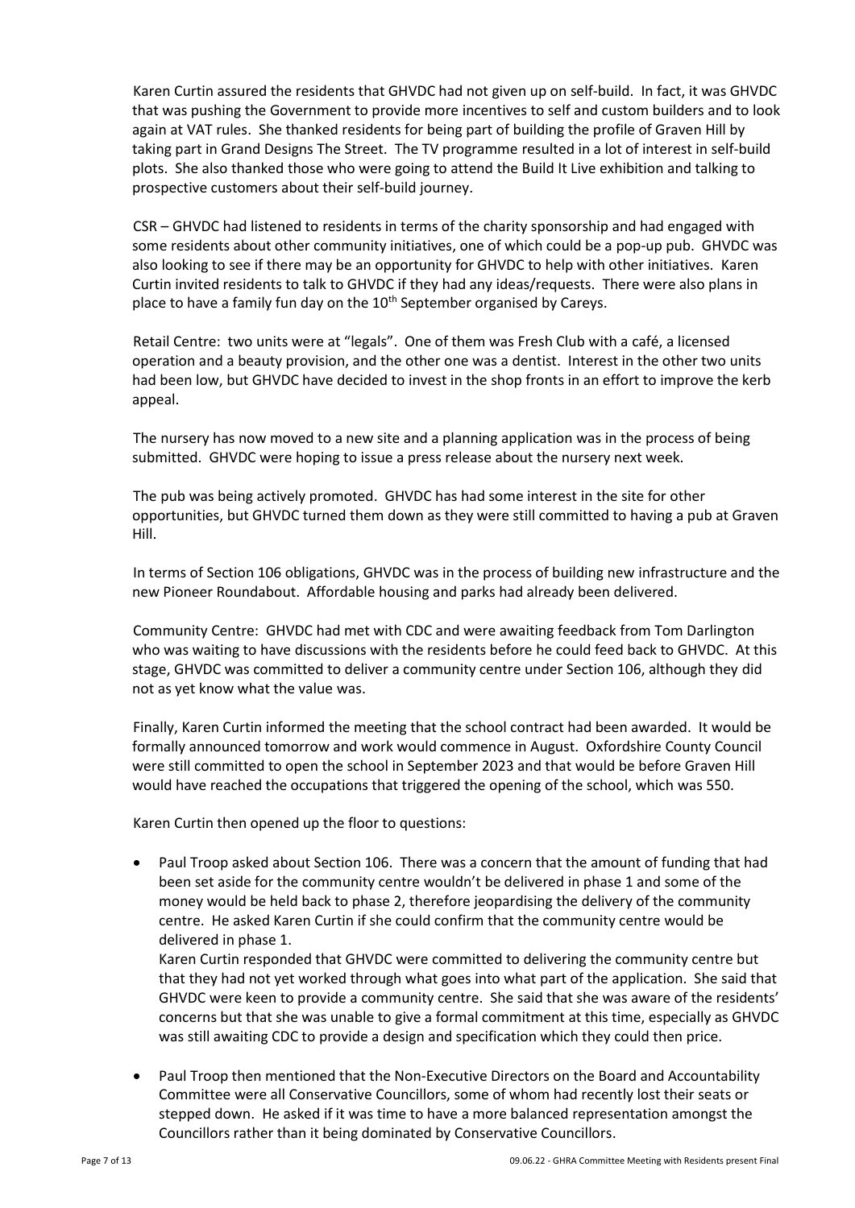Karen Curtin assured the residents that GHVDC had not given up on self-build. In fact, it was GHVDC that was pushing the Government to provide more incentives to self and custom builders and to look again at VAT rules. She thanked residents for being part of building the profile of Graven Hill by taking part in Grand Designs The Street. The TV programme resulted in a lot of interest in self-build plots. She also thanked those who were going to attend the Build It Live exhibition and talking to prospective customers about their self-build journey.

CSR – GHVDC had listened to residents in terms of the charity sponsorship and had engaged with some residents about other community initiatives, one of which could be a pop-up pub. GHVDC was also looking to see if there may be an opportunity for GHVDC to help with other initiatives. Karen Curtin invited residents to talk to GHVDC if they had any ideas/requests. There were also plans in place to have a family fun day on the 10th September organised by Careys.

Retail Centre: two units were at "legals". One of them was Fresh Club with a café, a licensed operation and a beauty provision, and the other one was a dentist. Interest in the other two units had been low, but GHVDC have decided to invest in the shop fronts in an effort to improve the kerb appeal.

The nursery has now moved to a new site and a planning application was in the process of being submitted. GHVDC were hoping to issue a press release about the nursery next week.

The pub was being actively promoted. GHVDC has had some interest in the site for other opportunities, but GHVDC turned them down as they were still committed to having a pub at Graven Hill.

In terms of Section 106 obligations, GHVDC was in the process of building new infrastructure and the new Pioneer Roundabout. Affordable housing and parks had already been delivered.

Community Centre: GHVDC had met with CDC and were awaiting feedback from Tom Darlington who was waiting to have discussions with the residents before he could feed back to GHVDC. At this stage, GHVDC was committed to deliver a community centre under Section 106, although they did not as yet know what the value was.

Finally, Karen Curtin informed the meeting that the school contract had been awarded. It would be formally announced tomorrow and work would commence in August. Oxfordshire County Council were still committed to open the school in September 2023 and that would be before Graven Hill would have reached the occupations that triggered the opening of the school, which was 550.

Karen Curtin then opened up the floor to questions:

- Paul Troop asked about Section 106. There was a concern that the amount of funding that had been set aside for the community centre wouldn't be delivered in phase 1 and some of the money would be held back to phase 2, therefore jeopardising the delivery of the community centre. He asked Karen Curtin if she could confirm that the community centre would be delivered in phase 1.
  Karen Curtin responded that GHVDC were committed to delivering the community centre but that they had not yet worked through what goes into what part of the application. She said that GHVDC were keen to provide a community centre. She said that she was aware of the residents' concerns but that she was unable to give a formal commitment at this time, especially as GHVDC was still awaiting CDC to provide a design and specification which they could then price.

- Paul Troop then mentioned that the Non-Executive Directors on the Board and Accountability Committee were all Conservative Councillors, some of whom had recently lost their seats or stepped down. He asked if it was time to have a more balanced representation amongst the Councillors rather than it being dominated by Conservative Councillors.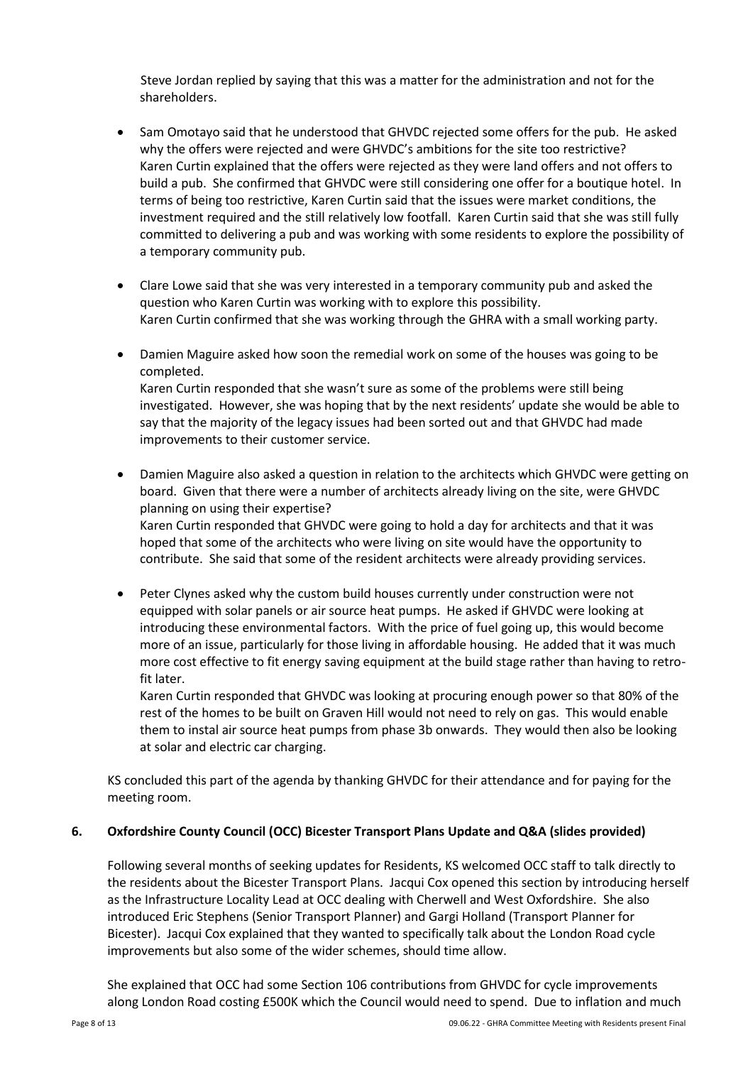Steve Jordan replied by saying that this was a matter for the administration and not for the shareholders.

- Sam Omotayo said that he understood that GHVDC rejected some offers for the pub. He asked why the offers were rejected and were GHVDC's ambitions for the site too restrictive?
  Karen Curtin explained that the offers were rejected as they were land offers and not offers to build a pub. She confirmed that GHVDC were still considering one offer for a boutique hotel. In terms of being too restrictive, Karen Curtin said that the issues were market conditions, the investment required and the still relatively low footfall. Karen Curtin said that she was still fully committed to delivering a pub and was working with some residents to explore the possibility of a temporary community pub.

- Clare Lowe said that she was very interested in a temporary community pub and asked the question who Karen Curtin was working with to explore this possibility.
  Karen Curtin confirmed that she was working through the GHRA with a small working party.

- Damien Maguire asked how soon the remedial work on some of the houses was going to be completed.
  Karen Curtin responded that she wasn't sure as some of the problems were still being investigated. However, she was hoping that by the next residents' update she would be able to say that the majority of the legacy issues had been sorted out and that GHVDC had made improvements to their customer service.

- Damien Maguire also asked a question in relation to the architects which GHVDC were getting on board. Given that there were a number of architects already living on the site, were GHVDC planning on using their expertise?
  Karen Curtin responded that GHVDC were going to hold a day for architects and that it was hoped that some of the architects who were living on site would have the opportunity to contribute. She said that some of the resident architects were already providing services.

- Peter Clynes asked why the custom build houses currently under construction were not equipped with solar panels or air source heat pumps. He asked if GHVDC were looking at introducing these environmental factors. With the price of fuel going up, this would become more of an issue, particularly for those living in affordable housing. He added that it was much more cost effective to fit energy saving equipment at the build stage rather than having to retro-fit later.
  Karen Curtin responded that GHVDC was looking at procuring enough power so that 80% of the rest of the homes to be built on Graven Hill would not need to rely on gas. This would enable them to instal air source heat pumps from phase 3b onwards. They would then also be looking at solar and electric car charging.

KS concluded this part of the agenda by thanking GHVDC for their attendance and for paying for the meeting room.

**6. Oxfordshire County Council (OCC) Bicester Transport Plans Update and Q&A (slides provided)**

Following several months of seeking updates for Residents, KS welcomed OCC staff to talk directly to the residents about the Bicester Transport Plans. Jacqui Cox opened this section by introducing herself as the Infrastructure Locality Lead at OCC dealing with Cherwell and West Oxfordshire. She also introduced Eric Stephens (Senior Transport Planner) and Gargi Holland (Transport Planner for Bicester). Jacqui Cox explained that they wanted to specifically talk about the London Road cycle improvements but also some of the wider schemes, should time allow.

She explained that OCC had some Section 106 contributions from GHVDC for cycle improvements along London Road costing £500K which the Council would need to spend. Due to inflation and much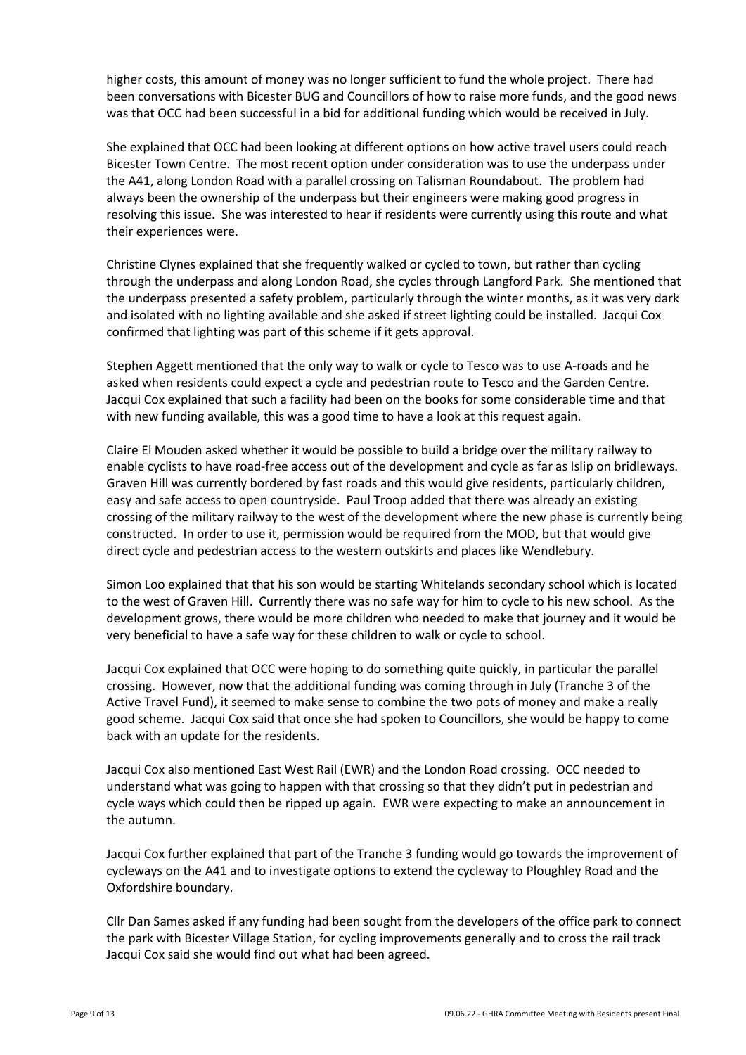higher costs, this amount of money was no longer sufficient to fund the whole project. There had been conversations with Bicester BUG and Councillors of how to raise more funds, and the good news was that OCC had been successful in a bid for additional funding which would be received in July.

She explained that OCC had been looking at different options on how active travel users could reach Bicester Town Centre. The most recent option under consideration was to use the underpass under the A41, along London Road with a parallel crossing on Talisman Roundabout. The problem had always been the ownership of the underpass but their engineers were making good progress in resolving this issue. She was interested to hear if residents were currently using this route and what their experiences were.

Christine Clynes explained that she frequently walked or cycled to town, but rather than cycling through the underpass and along London Road, she cycles through Langford Park. She mentioned that the underpass presented a safety problem, particularly through the winter months, as it was very dark and isolated with no lighting available and she asked if street lighting could be installed. Jacqui Cox confirmed that lighting was part of this scheme if it gets approval.

Stephen Aggett mentioned that the only way to walk or cycle to Tesco was to use A-roads and he asked when residents could expect a cycle and pedestrian route to Tesco and the Garden Centre. Jacqui Cox explained that such a facility had been on the books for some considerable time and that with new funding available, this was a good time to have a look at this request again.

Claire El Mouden asked whether it would be possible to build a bridge over the military railway to enable cyclists to have road-free access out of the development and cycle as far as Islip on bridleways. Graven Hill was currently bordered by fast roads and this would give residents, particularly children, easy and safe access to open countryside. Paul Troop added that there was already an existing crossing of the military railway to the west of the development where the new phase is currently being constructed. In order to use it, permission would be required from the MOD, but that would give direct cycle and pedestrian access to the western outskirts and places like Wendlebury.

Simon Loo explained that that his son would be starting Whitelands secondary school which is located to the west of Graven Hill. Currently there was no safe way for him to cycle to his new school. As the development grows, there would be more children who needed to make that journey and it would be very beneficial to have a safe way for these children to walk or cycle to school.

Jacqui Cox explained that OCC were hoping to do something quite quickly, in particular the parallel crossing. However, now that the additional funding was coming through in July (Tranche 3 of the Active Travel Fund), it seemed to make sense to combine the two pots of money and make a really good scheme. Jacqui Cox said that once she had spoken to Councillors, she would be happy to come back with an update for the residents.

Jacqui Cox also mentioned East West Rail (EWR) and the London Road crossing. OCC needed to understand what was going to happen with that crossing so that they didn't put in pedestrian and cycle ways which could then be ripped up again. EWR were expecting to make an announcement in the autumn.

Jacqui Cox further explained that part of the Tranche 3 funding would go towards the improvement of cycleways on the A41 and to investigate options to extend the cycleway to Ploughley Road and the Oxfordshire boundary.

Cllr Dan Sames asked if any funding had been sought from the developers of the office park to connect the park with Bicester Village Station, for cycling improvements generally and to cross the rail track Jacqui Cox said she would find out what had been agreed.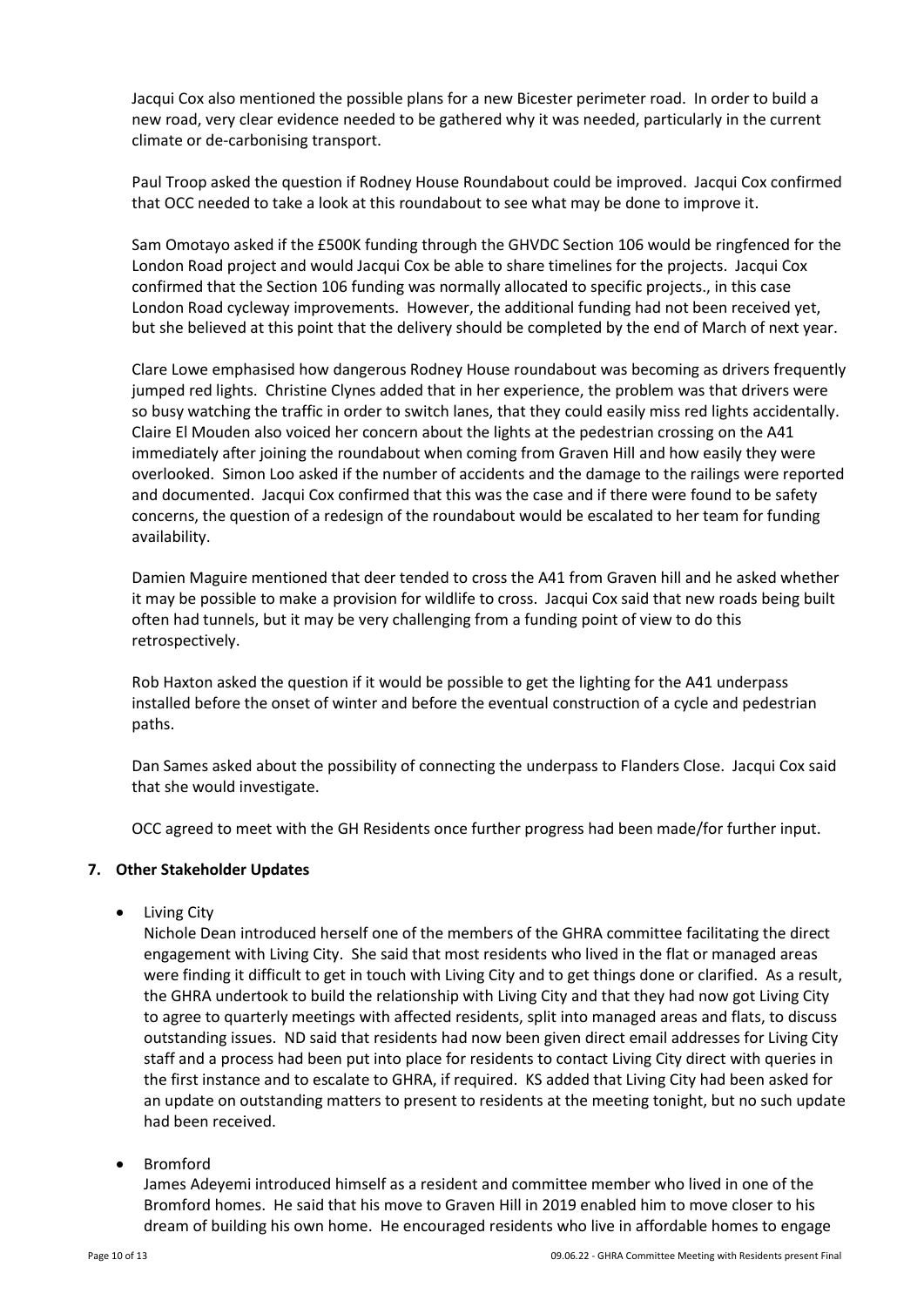Jacqui Cox also mentioned the possible plans for a new Bicester perimeter road. In order to build a new road, very clear evidence needed to be gathered why it was needed, particularly in the current climate or de-carbonising transport.

Paul Troop asked the question if Rodney House Roundabout could be improved. Jacqui Cox confirmed that OCC needed to take a look at this roundabout to see what may be done to improve it.

Sam Omotayo asked if the £500K funding through the GHVDC Section 106 would be ringfenced for the London Road project and would Jacqui Cox be able to share timelines for the projects. Jacqui Cox confirmed that the Section 106 funding was normally allocated to specific projects., in this case London Road cycleway improvements. However, the additional funding had not been received yet, but she believed at this point that the delivery should be completed by the end of March of next year.

Clare Lowe emphasised how dangerous Rodney House roundabout was becoming as drivers frequently jumped red lights. Christine Clynes added that in her experience, the problem was that drivers were so busy watching the traffic in order to switch lanes, that they could easily miss red lights accidentally. Claire El Mouden also voiced her concern about the lights at the pedestrian crossing on the A41 immediately after joining the roundabout when coming from Graven Hill and how easily they were overlooked. Simon Loo asked if the number of accidents and the damage to the railings were reported and documented. Jacqui Cox confirmed that this was the case and if there were found to be safety concerns, the question of a redesign of the roundabout would be escalated to her team for funding availability.

Damien Maguire mentioned that deer tended to cross the A41 from Graven hill and he asked whether it may be possible to make a provision for wildlife to cross. Jacqui Cox said that new roads being built often had tunnels, but it may be very challenging from a funding point of view to do this retrospectively.

Rob Haxton asked the question if it would be possible to get the lighting for the A41 underpass installed before the onset of winter and before the eventual construction of a cycle and pedestrian paths.

Dan Sames asked about the possibility of connecting the underpass to Flanders Close. Jacqui Cox said that she would investigate.

OCC agreed to meet with the GH Residents once further progress had been made/for further input.

### 7. Other Stakeholder Updates

- Living City

  Nichole Dean introduced herself one of the members of the GHRA committee facilitating the direct engagement with Living City. She said that most residents who lived in the flat or managed areas were finding it difficult to get in touch with Living City and to get things done or clarified. As a result, the GHRA undertook to build the relationship with Living City and that they had now got Living City to agree to quarterly meetings with affected residents, split into managed areas and flats, to discuss outstanding issues. ND said that residents had now been given direct email addresses for Living City staff and a process had been put into place for residents to contact Living City direct with queries in the first instance and to escalate to GHRA, if required. KS added that Living City had been asked for an update on outstanding matters to present to residents at the meeting tonight, but no such update had been received.

- Bromford

  James Adeyemi introduced himself as a resident and committee member who lived in one of the Bromford homes. He said that his move to Graven Hill in 2019 enabled him to move closer to his dream of building his own home. He encouraged residents who live in affordable homes to engage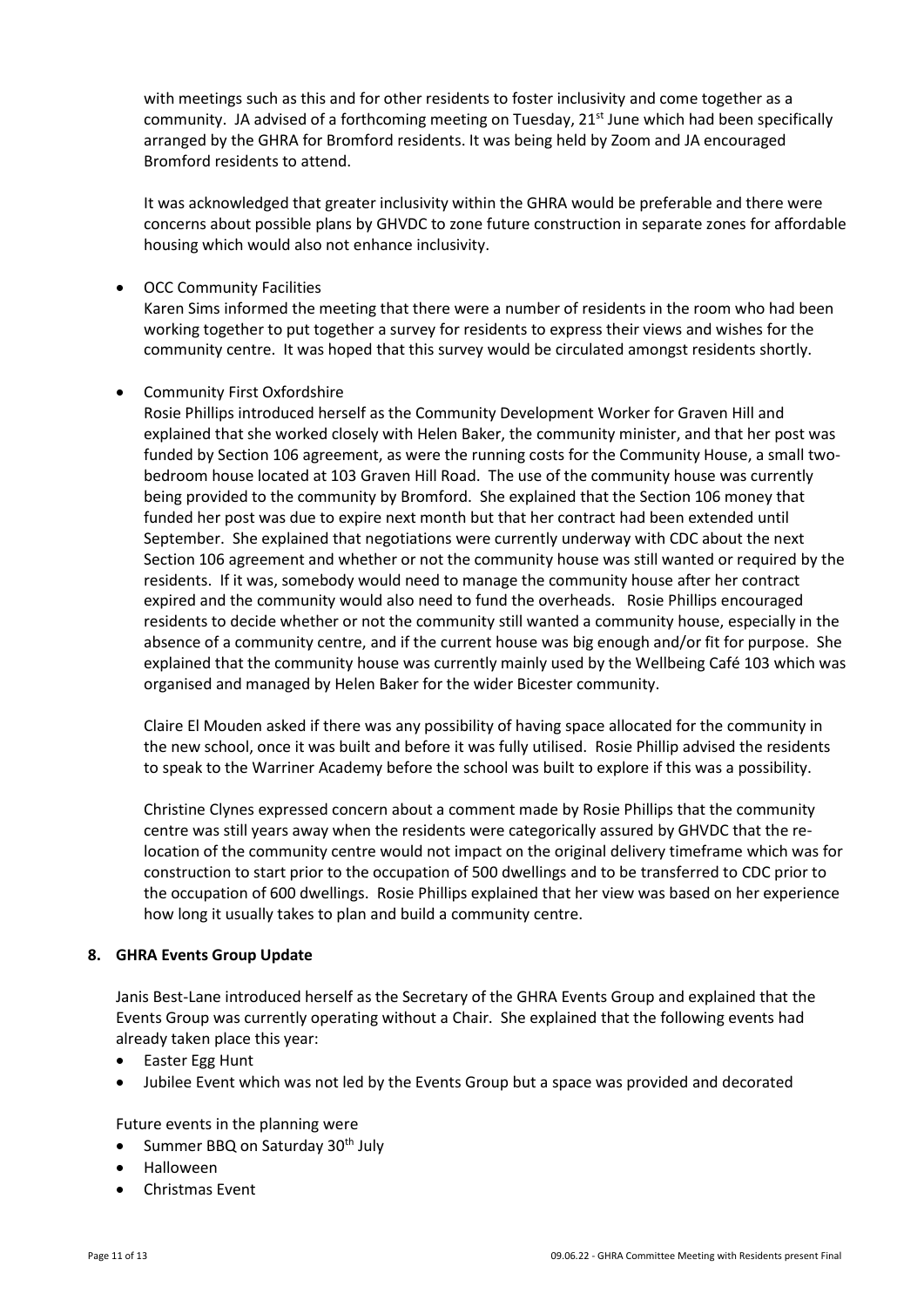with meetings such as this and for other residents to foster inclusivity and come together as a community. JA advised of a forthcoming meeting on Tuesday, 21st June which had been specifically arranged by the GHRA for Bromford residents. It was being held by Zoom and JA encouraged Bromford residents to attend.

It was acknowledged that greater inclusivity within the GHRA would be preferable and there were concerns about possible plans by GHVDC to zone future construction in separate zones for affordable housing which would also not enhance inclusivity.

- OCC Community Facilities

  Karen Sims informed the meeting that there were a number of residents in the room who had been working together to put together a survey for residents to express their views and wishes for the community centre. It was hoped that this survey would be circulated amongst residents shortly.

- Community First Oxfordshire

  Rosie Phillips introduced herself as the Community Development Worker for Graven Hill and explained that she worked closely with Helen Baker, the community minister, and that her post was funded by Section 106 agreement, as were the running costs for the Community House, a small two-bedroom house located at 103 Graven Hill Road. The use of the community house was currently being provided to the community by Bromford. She explained that the Section 106 money that funded her post was due to expire next month but that her contract had been extended until September. She explained that negotiations were currently underway with CDC about the next Section 106 agreement and whether or not the community house was still wanted or required by the residents. If it was, somebody would need to manage the community house after her contract expired and the community would also need to fund the overheads. Rosie Phillips encouraged residents to decide whether or not the community still wanted a community house, especially in the absence of a community centre, and if the current house was big enough and/or fit for purpose. She explained that the community house was currently mainly used by the Wellbeing Café 103 which was organised and managed by Helen Baker for the wider Bicester community.

  Claire El Mouden asked if there was any possibility of having space allocated for the community in the new school, once it was built and before it was fully utilised. Rosie Phillip advised the residents to speak to the Warriner Academy before the school was built to explore if this was a possibility.

  Christine Clynes expressed concern about a comment made by Rosie Phillips that the community centre was still years away when the residents were categorically assured by GHVDC that the re-location of the community centre would not impact on the original delivery timeframe which was for construction to start prior to the occupation of 500 dwellings and to be transferred to CDC prior to the occupation of 600 dwellings. Rosie Phillips explained that her view was based on her experience how long it usually takes to plan and build a community centre.

**8. GHRA Events Group Update**

Janis Best-Lane introduced herself as the Secretary of the GHRA Events Group and explained that the Events Group was currently operating without a Chair. She explained that the following events had already taken place this year:

- Easter Egg Hunt
- Jubilee Event which was not led by the Events Group but a space was provided and decorated

Future events in the planning were

- Summer BBQ on Saturday 30th July
- Halloween
- Christmas Event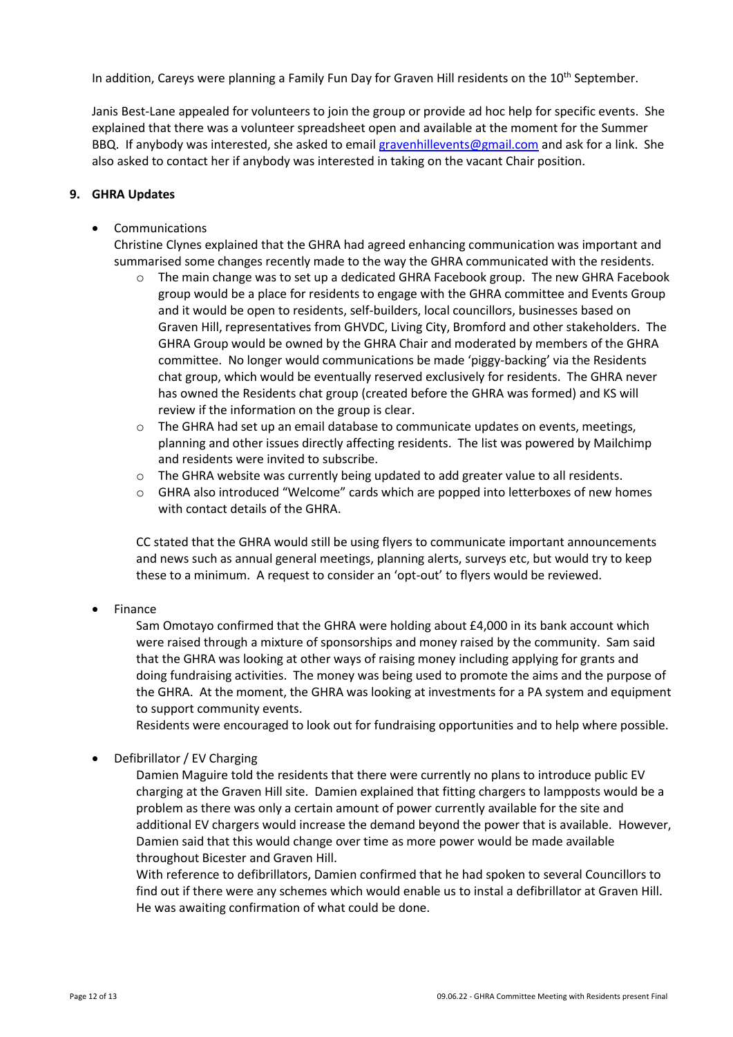In addition, Careys were planning a Family Fun Day for Graven Hill residents on the 10th September.

Janis Best-Lane appealed for volunteers to join the group or provide ad hoc help for specific events. She explained that there was a volunteer spreadsheet open and available at the moment for the Summer BBQ. If anybody was interested, she asked to email gravenhillevents@gmail.com and ask for a link. She also asked to contact her if anybody was interested in taking on the vacant Chair position.

## 9. GHRA Updates

- Communications
  Christine Clynes explained that the GHRA had agreed enhancing communication was important and summarised some changes recently made to the way the GHRA communicated with the residents.
  - The main change was to set up a dedicated GHRA Facebook group. The new GHRA Facebook group would be a place for residents to engage with the GHRA committee and Events Group and it would be open to residents, self-builders, local councillors, businesses based on Graven Hill, representatives from GHVDC, Living City, Bromford and other stakeholders. The GHRA Group would be owned by the GHRA Chair and moderated by members of the GHRA committee. No longer would communications be made 'piggy-backing' via the Residents chat group, which would be eventually reserved exclusively for residents. The GHRA never has owned the Residents chat group (created before the GHRA was formed) and KS will review if the information on the group is clear.
  - The GHRA had set up an email database to communicate updates on events, meetings, planning and other issues directly affecting residents. The list was powered by Mailchimp and residents were invited to subscribe.
  - The GHRA website was currently being updated to add greater value to all residents.
  - GHRA also introduced "Welcome" cards which are popped into letterboxes of new homes with contact details of the GHRA.

  CC stated that the GHRA would still be using flyers to communicate important announcements and news such as annual general meetings, planning alerts, surveys etc, but would try to keep these to a minimum. A request to consider an 'opt-out' to flyers would be reviewed.

- Finance
  Sam Omotayo confirmed that the GHRA were holding about £4,000 in its bank account which were raised through a mixture of sponsorships and money raised by the community. Sam said that the GHRA was looking at other ways of raising money including applying for grants and doing fundraising activities. The money was being used to promote the aims and the purpose of the GHRA. At the moment, the GHRA was looking at investments for a PA system and equipment to support community events.
  Residents were encouraged to look out for fundraising opportunities and to help where possible.

- Defibrillator / EV Charging
  Damien Maguire told the residents that there were currently no plans to introduce public EV charging at the Graven Hill site. Damien explained that fitting chargers to lampposts would be a problem as there was only a certain amount of power currently available for the site and additional EV chargers would increase the demand beyond the power that is available. However, Damien said that this would change over time as more power would be made available throughout Bicester and Graven Hill.
  With reference to defibrillators, Damien confirmed that he had spoken to several Councillors to find out if there were any schemes which would enable us to instal a defibrillator at Graven Hill. He was awaiting confirmation of what could be done.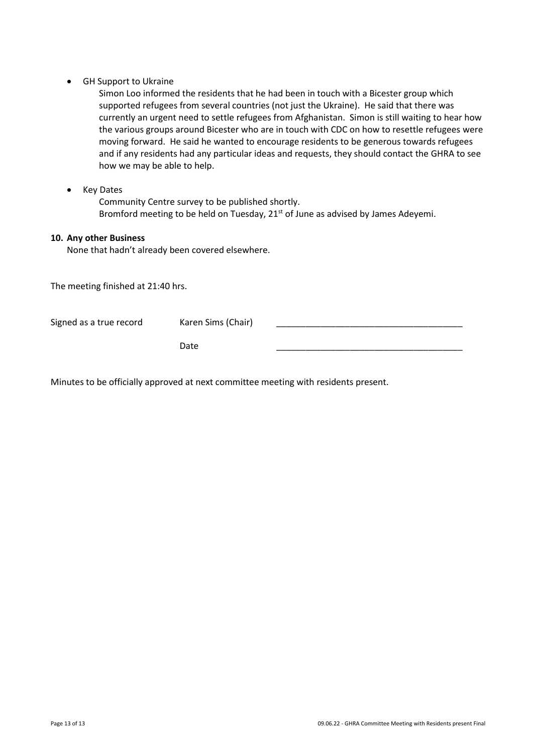- GH Support to Ukraine

  Simon Loo informed the residents that he had been in touch with a Bicester group which supported refugees from several countries (not just the Ukraine). He said that there was currently an urgent need to settle refugees from Afghanistan. Simon is still waiting to hear how the various groups around Bicester who are in touch with CDC on how to resettle refugees were moving forward. He said he wanted to encourage residents to be generous towards refugees and if any residents had any particular ideas and requests, they should contact the GHRA to see how we may be able to help.

- Key Dates

  Community Centre survey to be published shortly.
  Bromford meeting to be held on Tuesday, 21st of June as advised by James Adeyemi.

**10. Any other Business**

None that hadn't already been covered elsewhere.

The meeting finished at 21:40 hrs.

Signed as a true record Karen Sims (Chair) ______________________________________

Date ______________________________________

Minutes to be officially approved at next committee meeting with residents present.